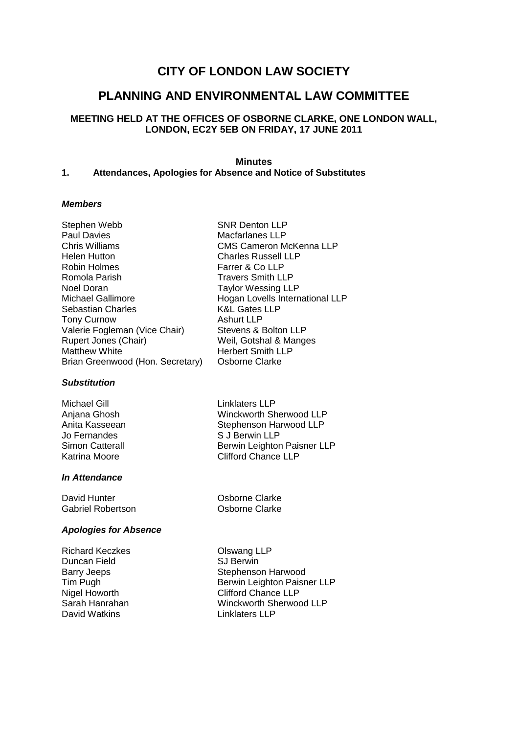# CITY OF LONDON LAW SOCIETY

## PLANNING AND ENVIRONMENTAL LAW COMMITTEE

### MEETING HELD AT THE OFFICES OF OSBORNE CLARKE, ONE LONDON WALL, LONDON, EC2Y 5EB ON FRIDAY, 17 JUNE 2011

**Minutes**

**1. Attendances, Apologies for Absence and Notice of Substitutes**

***Members***

| | |
|---|---|
| Stephen Webb | SNR Denton LLP |
| Paul Davies | Macfarlanes LLP |
| Chris Williams | CMS Cameron McKenna LLP |
| Helen Hutton | Charles Russell LLP |
| Robin Holmes | Farrer & Co LLP |
| Romola Parish | Travers Smith LLP |
| Noel Doran | Taylor Wessing LLP |
| Michael Gallimore | Hogan Lovells International LLP |
| Sebastian Charles | K&L Gates LLP |
| Tony Curnow | Ashurt LLP |
| Valerie Fogleman (Vice Chair) | Stevens & Bolton LLP |
| Rupert Jones (Chair) | Weil, Gotshal & Manges |
| Matthew White | Herbert Smith LLP |
| Brian Greenwood (Hon. Secretary) | Osborne Clarke |

***Substitution***

| | |
|---|---|
| Michael Gill | Linklaters LLP |
| Anjana Ghosh | Winckworth Sherwood LLP |
| Anita Kasseean | Stephenson Harwood LLP |
| Jo Fernandes | S J Berwin LLP |
| Simon Catterall | Berwin Leighton Paisner LLP |
| Katrina Moore | Clifford Chance LLP |

***In Attendance***

| | |
|---|---|
| David Hunter | Osborne Clarke |
| Gabriel Robertson | Osborne Clarke |

***Apologies for Absence***

| | |
|---|---|
| Richard Keczkes | Olswang LLP |
| Duncan Field | SJ Berwin |
| Barry Jeeps | Stephenson Harwood |
| Tim Pugh | Berwin Leighton Paisner LLP |
| Nigel Howorth | Clifford Chance LLP |
| Sarah Hanrahan | Winckworth Sherwood LLP |
| David Watkins | Linklaters LLP |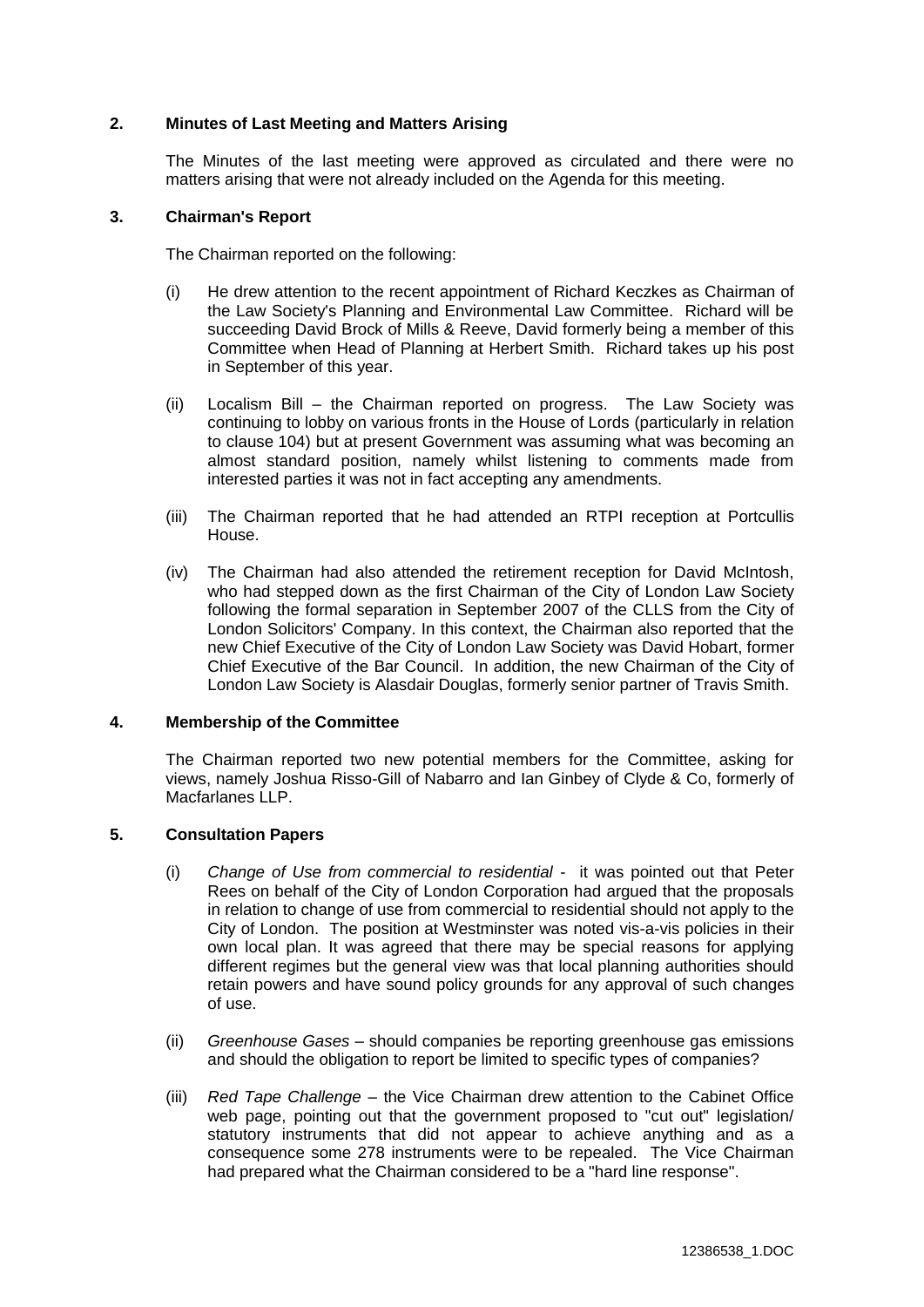## 2. Minutes of Last Meeting and Matters Arising

The Minutes of the last meeting were approved as circulated and there were no matters arising that were not already included on the Agenda for this meeting.

## 3. Chairman's Report

The Chairman reported on the following:

(i) He drew attention to the recent appointment of Richard Keczkes as Chairman of the Law Society's Planning and Environmental Law Committee. Richard will be succeeding David Brock of Mills & Reeve, David formerly being a member of this Committee when Head of Planning at Herbert Smith. Richard takes up his post in September of this year.

(ii) Localism Bill – the Chairman reported on progress. The Law Society was continuing to lobby on various fronts in the House of Lords (particularly in relation to clause 104) but at present Government was assuming what was becoming an almost standard position, namely whilst listening to comments made from interested parties it was not in fact accepting any amendments.

(iii) The Chairman reported that he had attended an RTPI reception at Portcullis House.

(iv) The Chairman had also attended the retirement reception for David McIntosh, who had stepped down as the first Chairman of the City of London Law Society following the formal separation in September 2007 of the CLLS from the City of London Solicitors' Company. In this context, the Chairman also reported that the new Chief Executive of the City of London Law Society was David Hobart, former Chief Executive of the Bar Council. In addition, the new Chairman of the City of London Law Society is Alasdair Douglas, formerly senior partner of Travis Smith.

## 4. Membership of the Committee

The Chairman reported two new potential members for the Committee, asking for views, namely Joshua Risso-Gill of Nabarro and Ian Ginbey of Clyde & Co, formerly of Macfarlanes LLP.

## 5. Consultation Papers

(i) *Change of Use from commercial to residential* - it was pointed out that Peter Rees on behalf of the City of London Corporation had argued that the proposals in relation to change of use from commercial to residential should not apply to the City of London. The position at Westminster was noted vis-a-vis policies in their own local plan. It was agreed that there may be special reasons for applying different regimes but the general view was that local planning authorities should retain powers and have sound policy grounds for any approval of such changes of use.

(ii) *Greenhouse Gases* – should companies be reporting greenhouse gas emissions and should the obligation to report be limited to specific types of companies?

(iii) *Red Tape Challenge* – the Vice Chairman drew attention to the Cabinet Office web page, pointing out that the government proposed to "cut out" legislation/ statutory instruments that did not appear to achieve anything and as a consequence some 278 instruments were to be repealed. The Vice Chairman had prepared what the Chairman considered to be a "hard line response".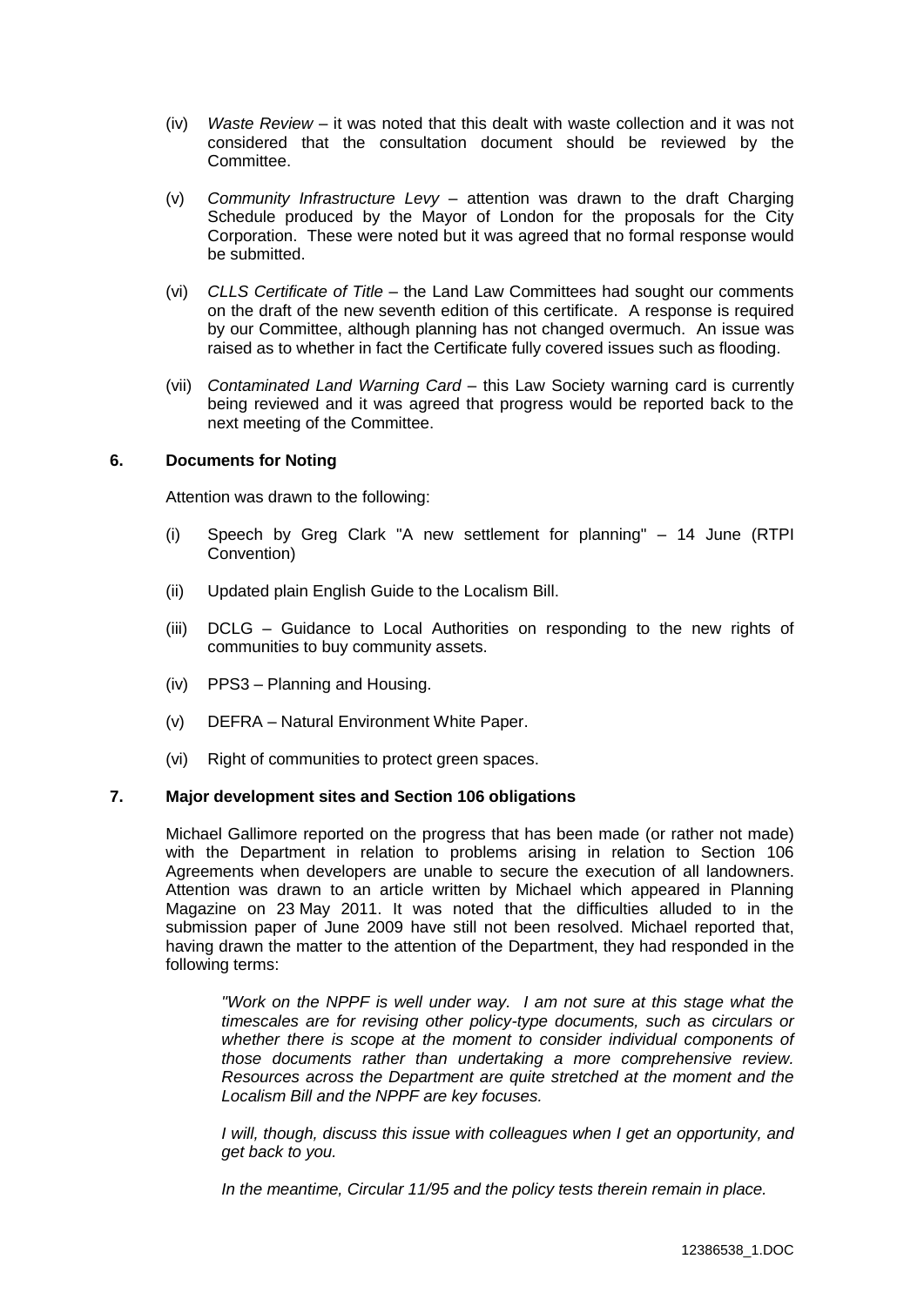(iv) *Waste Review* – it was noted that this dealt with waste collection and it was not considered that the consultation document should be reviewed by the Committee.

(v) *Community Infrastructure Levy* – attention was drawn to the draft Charging Schedule produced by the Mayor of London for the proposals for the City Corporation. These were noted but it was agreed that no formal response would be submitted.

(vi) *CLLS Certificate of Title* – the Land Law Committees had sought our comments on the draft of the new seventh edition of this certificate. A response is required by our Committee, although planning has not changed overmuch. An issue was raised as to whether in fact the Certificate fully covered issues such as flooding.

(vii) *Contaminated Land Warning Card* – this Law Society warning card is currently being reviewed and it was agreed that progress would be reported back to the next meeting of the Committee.

**6. Documents for Noting**

Attention was drawn to the following:

(i) Speech by Greg Clark "A new settlement for planning" – 14 June (RTPI Convention)

(ii) Updated plain English Guide to the Localism Bill.

(iii) DCLG – Guidance to Local Authorities on responding to the new rights of communities to buy community assets.

(iv) PPS3 – Planning and Housing.

(v) DEFRA – Natural Environment White Paper.

(vi) Right of communities to protect green spaces.

**7. Major development sites and Section 106 obligations**

Michael Gallimore reported on the progress that has been made (or rather not made) with the Department in relation to problems arising in relation to Section 106 Agreements when developers are unable to secure the execution of all landowners. Attention was drawn to an article written by Michael which appeared in Planning Magazine on 23 May 2011. It was noted that the difficulties alluded to in the submission paper of June 2009 have still not been resolved. Michael reported that, having drawn the matter to the attention of the Department, they had responded in the following terms:

> *"Work on the NPPF is well under way. I am not sure at this stage what the timescales are for revising other policy-type documents, such as circulars or whether there is scope at the moment to consider individual components of those documents rather than undertaking a more comprehensive review. Resources across the Department are quite stretched at the moment and the Localism Bill and the NPPF are key focuses.*
>
> *I will, though, discuss this issue with colleagues when I get an opportunity, and get back to you.*
>
> *In the meantime, Circular 11/95 and the policy tests therein remain in place.*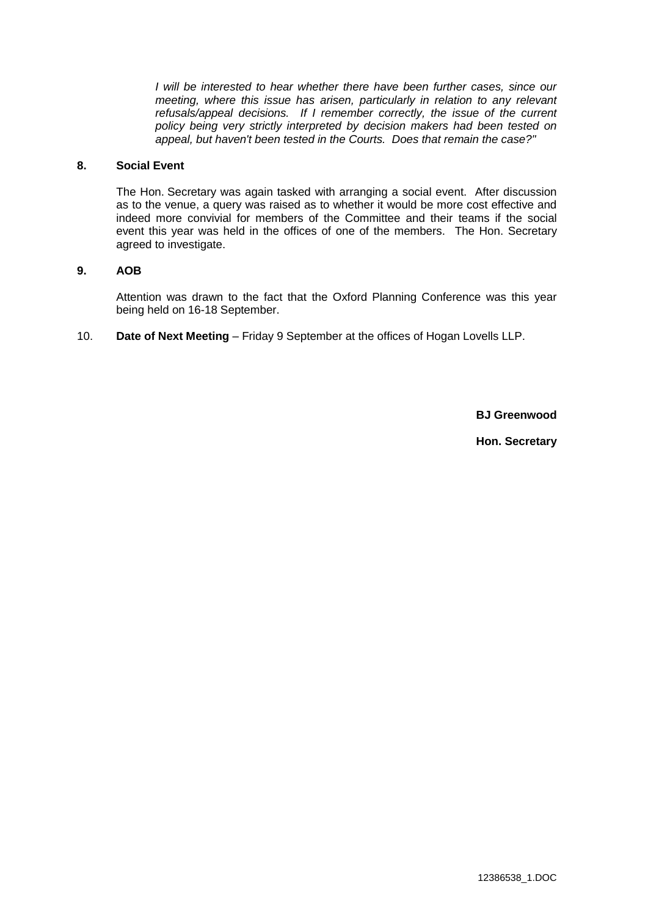*I will be interested to hear whether there have been further cases, since our meeting, where this issue has arisen, particularly in relation to any relevant refusals/appeal decisions. If I remember correctly, the issue of the current policy being very strictly interpreted by decision makers had been tested on appeal, but haven't been tested in the Courts. Does that remain the case?"*

**8. Social Event**

The Hon. Secretary was again tasked with arranging a social event. After discussion as to the venue, a query was raised as to whether it would be more cost effective and indeed more convivial for members of the Committee and their teams if the social event this year was held in the offices of one of the members. The Hon. Secretary agreed to investigate.

**9. AOB**

Attention was drawn to the fact that the Oxford Planning Conference was this year being held on 16-18 September.

10. **Date of Next Meeting** – Friday 9 September at the offices of Hogan Lovells LLP.

**BJ Greenwood**

**Hon. Secretary**

12386538_1.DOC